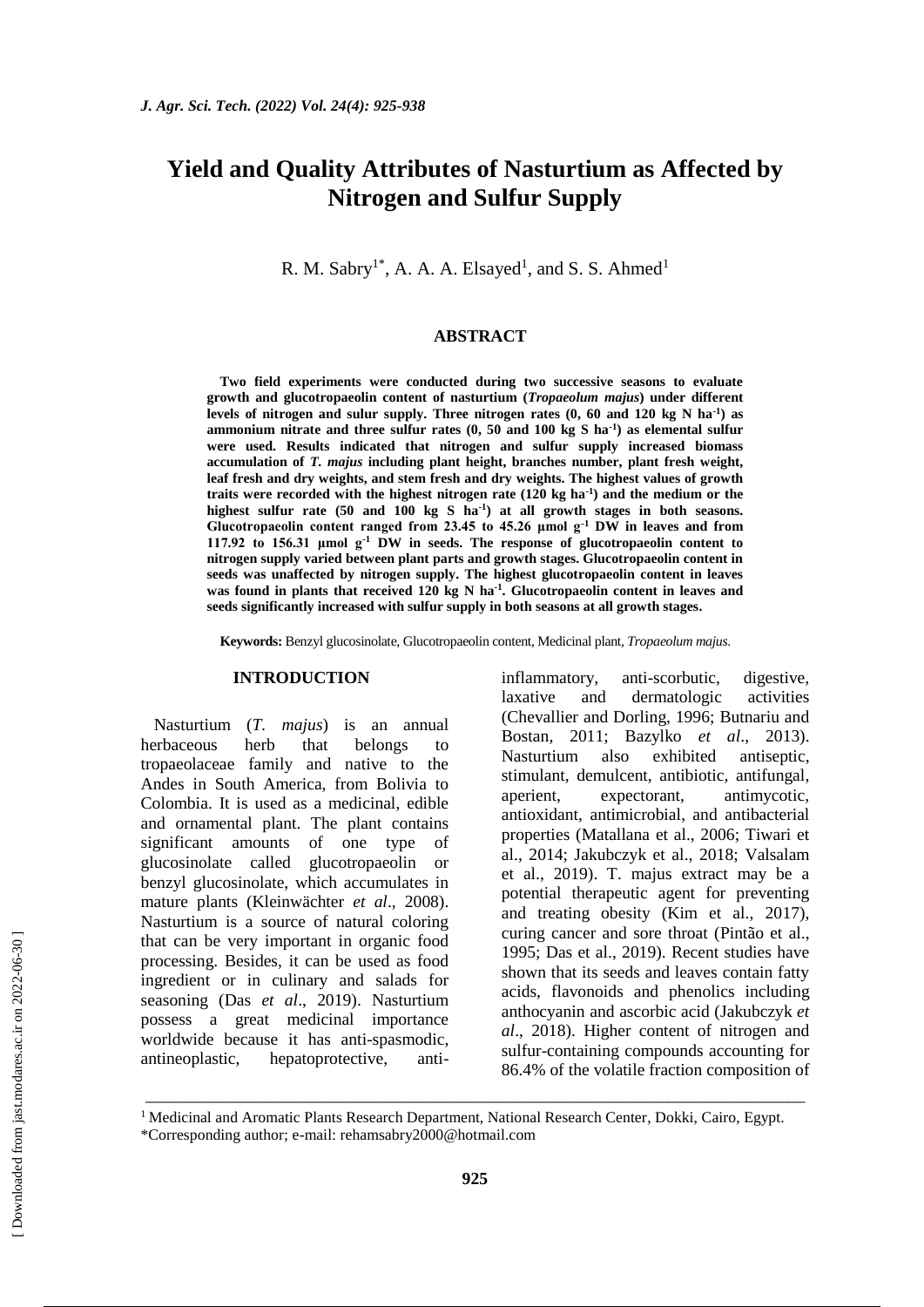# Yield and Quality Attributes of Nasturtium as Affected by Nitrogen and Sulfur Supply

R. M. Sabry[1*], A. A. A. Elsayed[1], and S. S. Ahmed[1]

## ABSTRACT

**Two field experiments were conducted during two successive seasons to evaluate growth and glucotropaeolin content of nasturtium (*Tropaeolum majus*) under different levels of nitrogen and sulur supply. Three nitrogen rates (0, 60 and 120 kg N ha$^{-1}$) as ammonium nitrate and three sulfur rates (0, 50 and 100 kg S ha$^{-1}$) as elemental sulfur were used. Results indicated that nitrogen and sulfur supply increased biomass accumulation of *T. majus* including plant height, branches number, plant fresh weight, leaf fresh and dry weights, and stem fresh and dry weights. The highest values of growth traits were recorded with the highest nitrogen rate (120 kg ha$^{-1}$) and the medium or the highest sulfur rate (50 and 100 kg S ha$^{-1}$) at all growth stages in both seasons. Glucotropaeolin content ranged from 23.45 to 45.26 µmol g$^{-1}$ DW in leaves and from 117.92 to 156.31 µmol g$^{-1}$ DW in seeds. The response of glucotropaeolin content to nitrogen supply varied between plant parts and growth stages. Glucotropaeolin content in seeds was unaffected by nitrogen supply. The highest glucotropaeolin content in leaves was found in plants that received 120 kg N ha$^{-1}$. Glucotropaeolin content in leaves and seeds significantly increased with sulfur supply in both seasons at all growth stages.**

**Keywords:** Benzyl glucosinolate, Glucotropaeolin content, Medicinal plant, *Tropaeolum majus.*

## INTRODUCTION

Nasturtium (*T. majus*) is an annual herbaceous herb that belongs to tropaeolaceae family and native to the Andes in South America, from Bolivia to Colombia. It is used as a medicinal, edible and ornamental plant. The plant contains significant amounts of one type of glucosinolate called glucotropaeolin or benzyl glucosinolate, which accumulates in mature plants (Kleinwächter *et al*., 2008). Nasturtium is a source of natural coloring that can be very important in organic food processing. Besides, it can be used as food ingredient or in culinary and salads for seasoning (Das *et al*., 2019). Nasturtium possess a great medicinal importance worldwide because it has anti-spasmodic, antineoplastic, hepatoprotective, anti-inflammatory, anti-scorbutic, digestive, laxative and dermatologic activities (Chevallier and Dorling, 1996; Butnariu and Bostan, 2011; Bazylko *et al*., 2013). Nasturtium also exhibited antiseptic, stimulant, demulcent, antibiotic, antifungal, aperient, expectorant, antimycotic, antioxidant, antimicrobial, and antibacterial properties (Matallana et al., 2006; Tiwari et al., 2014; Jakubczyk et al., 2018; Valsalam et al., 2019). T. majus extract may be a potential therapeutic agent for preventing and treating obesity (Kim et al., 2017), curing cancer and sore throat (Pintão et al., 1995; Das et al., 2019). Recent studies have shown that its seeds and leaves contain fatty acids, flavonoids and phenolics including anthocyanin and ascorbic acid (Jakubczyk *et al*., 2018). Higher content of nitrogen and sulfur-containing compounds accounting for 86.4% of the volatile fraction composition of

---

[1] Medicinal and Aromatic Plants Research Department, National Research Center, Dokki, Cairo, Egypt.
*Corresponding author; e-mail: rehamsabry2000@hotmail.com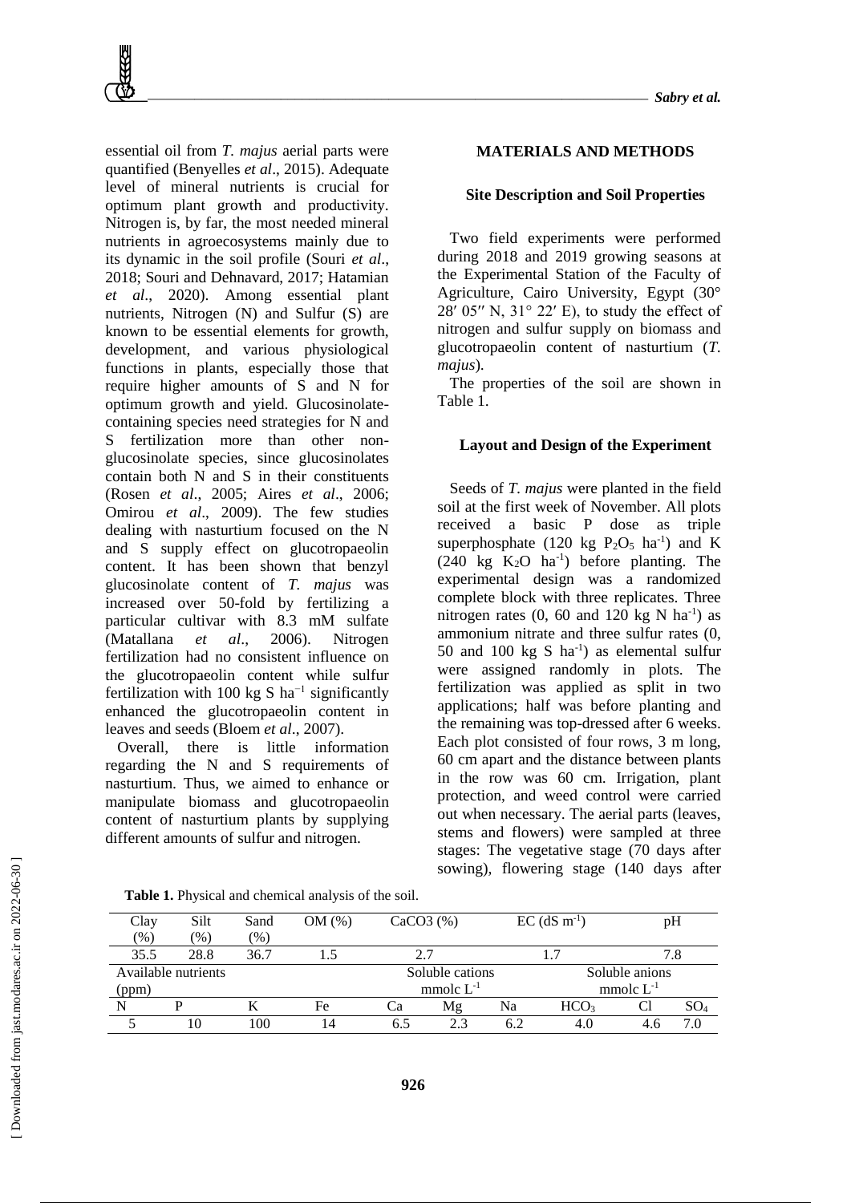essential oil from *T. majus* aerial parts were quantified (Benyelles *et al*., 2015). Adequate level of mineral nutrients is crucial for optimum plant growth and productivity. Nitrogen is, by far, the most needed mineral nutrients in agroecosystems mainly due to its dynamic in the soil profile (Souri *et al*., 2018; Souri and Dehnavard, 2017; Hatamian *et al*., 2020). Among essential plant nutrients, Nitrogen (N) and Sulfur (S) are known to be essential elements for growth, development, and various physiological functions in plants, especially those that require higher amounts of S and N for optimum growth and yield. Glucosinolate-containing species need strategies for N and S fertilization more than other non-glucosinolate species, since glucosinolates contain both N and S in their constituents (Rosen *et al*., 2005; Aires *et al*., 2006; Omirou *et al*., 2009). The few studies dealing with nasturtium focused on the N and S supply effect on glucotropaeolin content. It has been shown that benzyl glucosinolate content of *T. majus* was increased over 50-fold by fertilizing a particular cultivar with 8.3 mM sulfate (Matallana *et al*., 2006). Nitrogen fertilization had no consistent influence on the glucotropaeolin content while sulfur fertilization with 100 kg S $ha^{-1}$ significantly enhanced the glucotropaeolin content in leaves and seeds (Bloem *et al*., 2007).

Overall, there is little information regarding the N and S requirements of nasturtium. Thus, we aimed to enhance or manipulate biomass and glucotropaeolin content of nasturtium plants by supplying different amounts of sulfur and nitrogen.

## MATERIALS AND METHODS

### Site Description and Soil Properties

Two field experiments were performed during 2018 and 2019 growing seasons at the Experimental Station of the Faculty of Agriculture, Cairo University, Egypt (30° 28′ 05′′ N, 31° 22′ E), to study the effect of nitrogen and sulfur supply on biomass and glucotropaeolin content of nasturtium (*T. majus*).

The properties of the soil are shown in Table 1.

**Table 1.** Physical and chemical analysis of the soil.

| Clay (%) | Silt (%) | Sand (%) | OM (%) | CaCO3 (%) | | | EC (dS $m^{-1}$) | pH | |
|---|---|---|---|---|---|---|---|---|---|
| 35.5 | 28.8 | 36.7 | 1.5 | 2.7 | | | 1.7 | 7.8 | |
| Available nutrients (ppm) | | | | Soluble cations mmolc $L^{-1}$ | | | Soluble anions mmolc $L^{-1}$ | | |
| N | P | K | Fe | Ca | Mg | Na | $HCO_3$ | Cl | $SO_4$ |
| 5 | 10 | 100 | 14 | 6.5 | 2.3 | 6.2 | 4.0 | 4.6 | 7.0 |

### Layout and Design of the Experiment

Seeds of *T. majus* were planted in the field soil at the first week of November. All plots received a basic P dose as triple superphosphate (120 kg $P_2O_5$ $ha^{-1}$) and K (240 kg $K_2O$ $ha^{-1}$) before planting. The experimental design was a randomized complete block with three replicates. Three nitrogen rates (0, 60 and 120 kg N $ha^{-1}$) as ammonium nitrate and three sulfur rates (0, 50 and 100 kg S $ha^{-1}$) as elemental sulfur were assigned randomly in plots. The fertilization was applied as split in two applications; half was before planting and the remaining was top-dressed after 6 weeks. Each plot consisted of four rows, 3 m long, 60 cm apart and the distance between plants in the row was 60 cm. Irrigation, plant protection, and weed control were carried out when necessary. The aerial parts (leaves, stems and flowers) were sampled at three stages: The vegetative stage (70 days after sowing), flowering stage (140 days after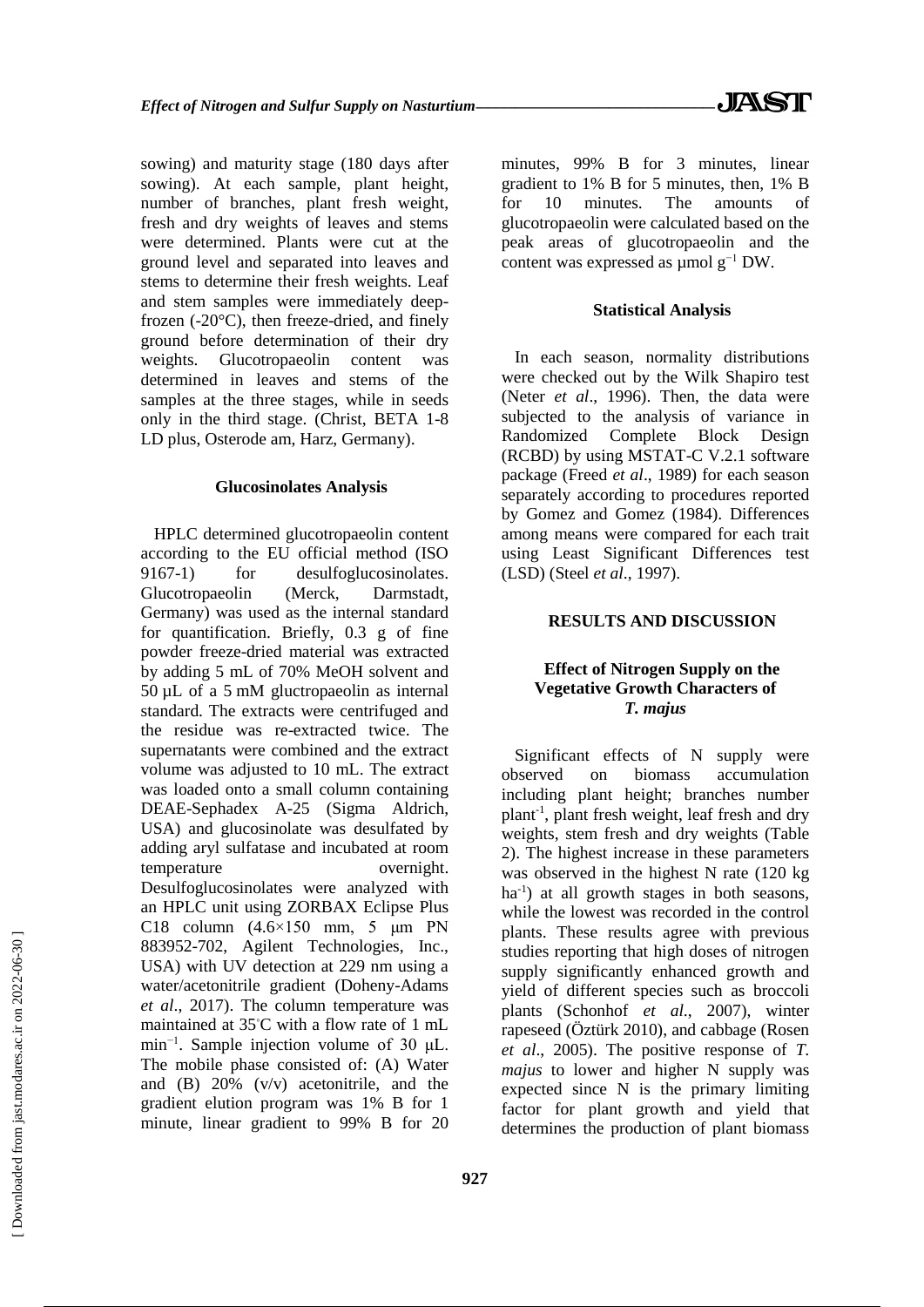sowing) and maturity stage (180 days after sowing). At each sample, plant height, number of branches, plant fresh weight, fresh and dry weights of leaves and stems were determined. Plants were cut at the ground level and separated into leaves and stems to determine their fresh weights. Leaf and stem samples were immediately deep-frozen (-20°C), then freeze-dried, and finely ground before determination of their dry weights. Glucotropaeolin content was determined in leaves and stems of the samples at the three stages, while in seeds only in the third stage. (Christ, BETA 1-8 LD plus, Osterode am, Harz, Germany).

### Glucosinolates Analysis

HPLC determined glucotropaeolin content according to the EU official method (ISO 9167-1) for desulfoglucosinolates. Glucotropaeolin (Merck, Darmstadt, Germany) was used as the internal standard for quantification. Briefly, 0.3 g of fine powder freeze-dried material was extracted by adding 5 mL of 70% MeOH solvent and 50 µL of a 5 mM gluctropaeolin as internal standard. The extracts were centrifuged and the residue was re-extracted twice. The supernatants were combined and the extract volume was adjusted to 10 mL. The extract was loaded onto a small column containing DEAE-Sephadex A-25 (Sigma Aldrich, USA) and glucosinolate was desulfated by adding aryl sulfatase and incubated at room temperature overnight. Desulfoglucosinolates were analyzed with an HPLC unit using ZORBAX Eclipse Plus C18 column (4.6×150 mm, 5 µm PN 883952-702, Agilent Technologies, Inc., USA) with UV detection at 229 nm using a water/acetonitrile gradient (Doheny-Adams *et al*., 2017). The column temperature was maintained at 35°C with a flow rate of 1 mL $\min^{-1}$. Sample injection volume of 30 µL. The mobile phase consisted of: (A) Water and (B) 20% (v/v) acetonitrile, and the gradient elution program was 1% B for 1 minute, linear gradient to 99% B for 20 minutes, 99% B for 3 minutes, linear gradient to 1% B for 5 minutes, then, 1% B for 10 minutes. The amounts of glucotropaeolin were calculated based on the peak areas of glucotropaeolin and the content was expressed as µmol $g^{-1}$ DW.

### Statistical Analysis

In each season, normality distributions were checked out by the Wilk Shapiro test (Neter *et al*., 1996). Then, the data were subjected to the analysis of variance in Randomized Complete Block Design (RCBD) by using MSTAT-C V.2.1 software package (Freed *et al*., 1989) for each season separately according to procedures reported by Gomez and Gomez (1984). Differences among means were compared for each trait using Least Significant Differences test (LSD) (Steel *et al*., 1997).

## RESULTS AND DISCUSSION

### Effect of Nitrogen Supply on the Vegetative Growth Characters of *T. majus*

Significant effects of N supply were observed on biomass accumulation including plant height; branches number $plant^{-1}$, plant fresh weight, leaf fresh and dry weights, stem fresh and dry weights (Table 2). The highest increase in these parameters was observed in the highest N rate (120 kg $ha^{-1}$) at all growth stages in both seasons, while the lowest was recorded in the control plants. These results agree with previous studies reporting that high doses of nitrogen supply significantly enhanced growth and yield of different species such as broccoli plants (Schonhof *et al*., 2007), winter rapeseed (Öztürk 2010), and cabbage (Rosen *et al*., 2005). The positive response of *T. majus* to lower and higher N supply was expected since N is the primary limiting factor for plant growth and yield that determines the production of plant biomass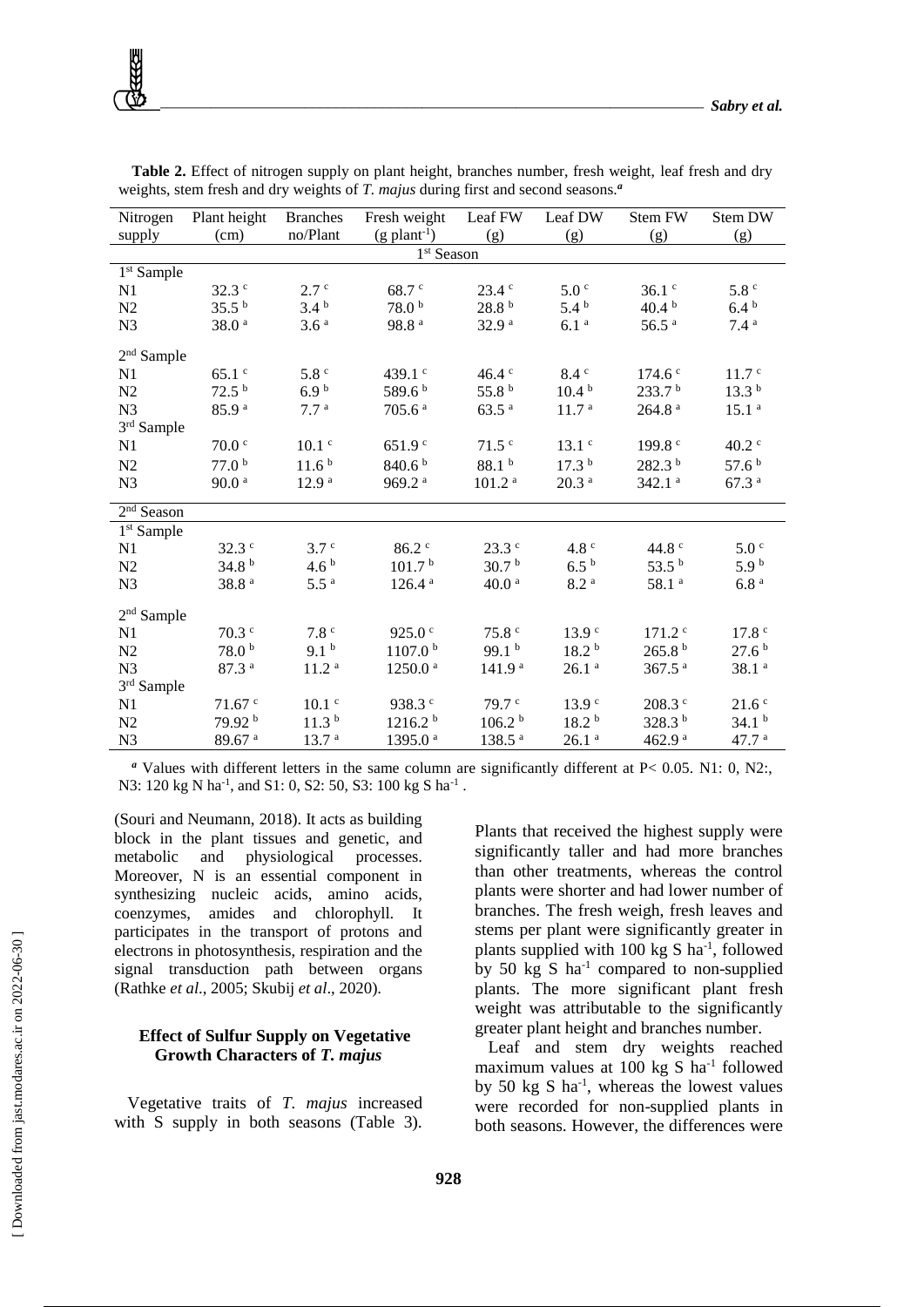**Table 2.** Effect of nitrogen supply on plant height, branches number, fresh weight, leaf fresh and dry weights, stem fresh and dry weights of *T. majus* during first and second seasons.[a]

| Nitrogen supply | Plant height (cm) | Branches no/Plant | Fresh weight (g plant$^{-1}$) | Leaf FW (g) | Leaf DW (g) | Stem FW (g) | Stem DW (g) |
|---|---|---|---|---|---|---|---|
| | | | 1[st] Season | | | | |
| 1[st] Sample | | | | | | | |
| N1 | 32.3 [c] | 2.7 [c] | 68.7 [c] | 23.4 [c] | 5.0 [c] | 36.1 [c] | 5.8 [c] |
| N2 | 35.5 [b] | 3.4 [b] | 78.0 [b] | 28.8 [b] | 5.4 [b] | 40.4 [b] | 6.4 [b] |
| N3 | 38.0 [a] | 3.6 [a] | 98.8 [a] | 32.9 [a] | 6.1 [a] | 56.5 [a] | 7.4 [a] |
| 2[nd] Sample | | | | | | | |
| N1 | 65.1 [c] | 5.8 [c] | 439.1 [c] | 46.4 [c] | 8.4 [c] | 174.6 [c] | 11.7 [c] |
| N2 | 72.5 [b] | 6.9 [b] | 589.6 [b] | 55.8 [b] | 10.4 [b] | 233.7 [b] | 13.3 [b] |
| N3 | 85.9 [a] | 7.7 [a] | 705.6 [a] | 63.5 [a] | 11.7 [a] | 264.8 [a] | 15.1 [a] |
| 3[rd] Sample | | | | | | | |
| N1 | 70.0 [c] | 10.1 [c] | 651.9 [c] | 71.5 [c] | 13.1 [c] | 199.8 [c] | 40.2 [c] |
| N2 | 77.0 [b] | 11.6 [b] | 840.6 [b] | 88.1 [b] | 17.3 [b] | 282.3 [b] | 57.6 [b] |
| N3 | 90.0 [a] | 12.9 [a] | 969.2 [a] | 101.2 [a] | 20.3 [a] | 342.1 [a] | 67.3 [a] |
| 2[nd] Season | | | | | | | |
| 1[st] Sample | | | | | | | |
| N1 | 32.3 [c] | 3.7 [c] | 86.2 [c] | 23.3 [c] | 4.8 [c] | 44.8 [c] | 5.0 [c] |
| N2 | 34.8 [b] | 4.6 [b] | 101.7 [b] | 30.7 [b] | 6.5 [b] | 53.5 [b] | 5.9 [b] |
| N3 | 38.8 [a] | 5.5 [a] | 126.4 [a] | 40.0 [a] | 8.2 [a] | 58.1 [a] | 6.8 [a] |
| 2[nd] Sample | | | | | | | |
| N1 | 70.3 [c] | 7.8 [c] | 925.0 [c] | 75.8 [c] | 13.9 [c] | 171.2 [c] | 17.8 [c] |
| N2 | 78.0 [b] | 9.1 [b] | 1107.0 [b] | 99.1 [b] | 18.2 [b] | 265.8 [b] | 27.6 [b] |
| N3 | 87.3 [a] | 11.2 [a] | 1250.0 [a] | 141.9 [a] | 26.1 [a] | 367.5 [a] | 38.1 [a] |
| 3[rd] Sample | | | | | | | |
| N1 | 71.67 [c] | 10.1 [c] | 938.3 [c] | 79.7 [c] | 13.9 [c] | 208.3 [c] | 21.6 [c] |
| N2 | 79.92 [b] | 11.3 [b] | 1216.2 [b] | 106.2 [b] | 18.2 [b] | 328.3 [b] | 34.1 [b] |
| N3 | 89.67 [a] | 13.7 [a] | 1395.0 [a] | 138.5 [a] | 26.1 [a] | 462.9 [a] | 47.7 [a] |

[a] Values with different letters in the same column are significantly different at P< 0.05. N1: 0, N2:, N3: 120 kg N ha$^{-1}$, and S1: 0, S2: 50, S3: 100 kg S ha$^{-1}$ .

(Souri and Neumann, 2018). It acts as building block in the plant tissues and genetic, and metabolic and physiological processes. Moreover, N is an essential component in synthesizing nucleic acids, amino acids, coenzymes, amides and chlorophyll. It participates in the transport of protons and electrons in photosynthesis, respiration and the signal transduction path between organs (Rathke *et al*., 2005; Skubij *et al*., 2020).

### Effect of Sulfur Supply on Vegetative Growth Characters of *T. majus*

Vegetative traits of *T. majus* increased with S supply in both seasons (Table 3). Plants that received the highest supply were significantly taller and had more branches than other treatments, whereas the control plants were shorter and had lower number of branches. The fresh weigh, fresh leaves and stems per plant were significantly greater in plants supplied with 100 kg S ha$^{-1}$, followed by 50 kg S ha$^{-1}$ compared to non-supplied plants. The more significant plant fresh weight was attributable to the significantly greater plant height and branches number.

Leaf and stem dry weights reached maximum values at 100 kg S ha$^{-1}$ followed by 50 kg S ha$^{-1}$, whereas the lowest values were recorded for non-supplied plants in both seasons. However, the differences were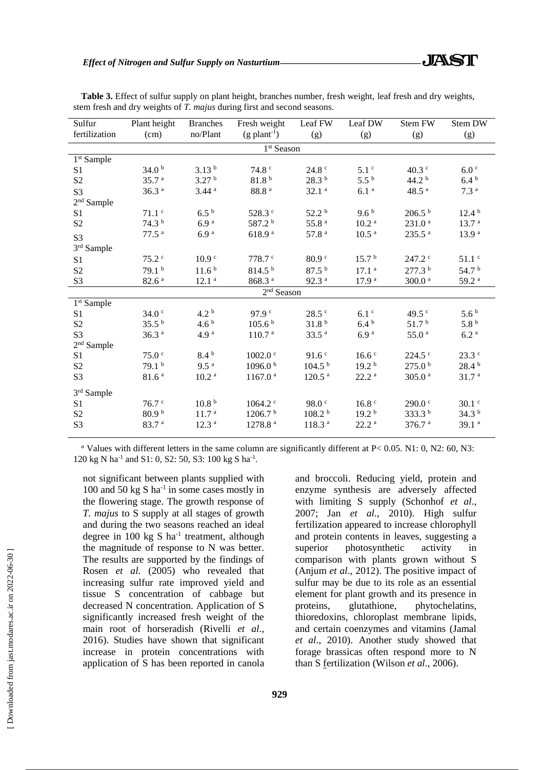**Table 3.** Effect of sulfur supply on plant height, branches number, fresh weight, leaf fresh and dry weights, stem fresh and dry weights of *T. majus* during first and second seasons.

| Sulfur fertilization | Plant height (cm) | Branches no/Plant | Fresh weight (g plant$^{-1}$) | Leaf FW (g) | Leaf DW (g) | Stem FW (g) | Stem DW (g) |
|---|---|---|---|---|---|---|---|
| | | | 1st Season | | | | |
| 1st Sample | | | | | | | |
| S1 | 34.0 [b] | 3.13 [b] | 74.8 [c] | 24.8 [c] | 5.1 [c] | 40.3 [c] | 6.0 [c] |
| S2 | 35.7 [a] | 3.27 [b] | 81.8 [b] | 28.3 [b] | 5.5 [b] | 44.2 [b] | 6.4 [b] |
| S3 | 36.3 [a] | 3.44 [a] | 88.8 [a] | 32.1 [a] | 6.1 [a] | 48.5 [a] | 7.3 [a] |
| 2nd Sample | | | | | | | |
| S1 | 71.1 [c] | 6.5 [b] | 528.3 [c] | 52.2 [b] | 9.6 [b] | 206.5 [b] | 12.4 [b] |
| S2 | 74.3 [b] | 6.9 [a] | 587.2 [b] | 55.8 [a] | 10.2 [a] | 231.0 [a] | 13.7 [a] |
| S3 | 77.5 [a] | 6.9 [a] | 618.9 [a] | 57.8 [a] | 10.5 [a] | 235.5 [a] | 13.9 [a] |
| 3rd Sample | | | | | | | |
| S1 | 75.2 [c] | 10.9 [c] | 778.7 [c] | 80.9 [c] | 15.7 [b] | 247.2 [c] | 51.1 [c] |
| S2 | 79.1 [b] | 11.6 [b] | 814.5 [b] | 87.5 [b] | 17.1 [a] | 277.3 [b] | 54.7 [b] |
| S3 | 82.6 [a] | 12.1 [a] | 868.3 [a] | 92.3 [a] | 17.9 [a] | 300.0 [a] | 59.2 [a] |
| | | | 2nd Season | | | | |
| 1st Sample | | | | | | | |
| S1 | 34.0 [c] | 4.2 [b] | 97.9 [c] | 28.5 [c] | 6.1 [c] | 49.5 [c] | 5.6 [b] |
| S2 | 35.5 [b] | 4.6 [b] | 105.6 [b] | 31.8 [b] | 6.4 [b] | 51.7 [b] | 5.8 [b] |
| S3 | 36.3 [a] | 4.9 [a] | 110.7 [a] | 33.5 [a] | 6.9 [a] | 55.0 [a] | 6.2 [a] |
| 2nd Sample | | | | | | | |
| S1 | 75.0 [c] | 8.4 [b] | 1002.0 [c] | 91.6 [c] | 16.6 [c] | 224.5 [c] | 23.3 [c] |
| S2 | 79.1 [b] | 9.5 [a] | 1096.0 [b] | 104.5 [b] | 19.2 [b] | 275.0 [b] | 28.4 [b] |
| S3 | 81.6 [a] | 10.2 [a] | 1167.0 [a] | 120.5 [a] | 22.2 [a] | 305.0 [a] | 31.7 [a] |
| 3rd Sample | | | | | | | |
| S1 | 76.7 [c] | 10.8 [b] | 1064.2 [c] | 98.0 [c] | 16.8 [c] | 290.0 [c] | 30.1 [c] |
| S2 | 80.9 [b] | 11.7 [a] | 1206.7 [b] | 108.2 [b] | 19.2 [b] | 333.3 [b] | 34.3 [b] |
| S3 | 83.7 [a] | 12.3 [a] | 1278.8 [a] | 118.3 [a] | 22.2 [a] | 376.7 [a] | 39.1 [a] |

[a] Values with different letters in the same column are significantly different at $P < 0.05$. N1: 0, N2: 60, N3: 120 kg N ha$^{-1}$ and S1: 0, S2: 50, S3: 100 kg S ha$^{-1}$.

not significant between plants supplied with 100 and 50 kg S ha$^{-1}$ in some cases mostly in the flowering stage. The growth response of *T. majus* to S supply at all stages of growth and during the two seasons reached an ideal degree in 100 kg S ha$^{-1}$ treatment, although the magnitude of response to N was better. The results are supported by the findings of Rosen *et al.* (2005) who revealed that increasing sulfur rate improved yield and tissue S concentration of cabbage but decreased N concentration. Application of S significantly increased fresh weight of the main root of horseradish (Rivelli *et al*., 2016). Studies have shown that significant increase in protein concentrations with application of S has been reported in canola and broccoli. Reducing yield, protein and enzyme synthesis are adversely affected with limiting S supply (Schonhof *et al*., 2007; Jan *et al*., 2010). High sulfur fertilization appeared to increase chlorophyll and protein contents in leaves, suggesting a superior photosynthetic activity in comparison with plants grown without S (Anjum *et al*., 2012). The positive impact of sulfur may be due to its role as an essential element for plant growth and its presence in proteins, glutathione, phytochelatins, thioredoxins, chloroplast membrane lipids, and certain coenzymes and vitamins (Jamal *et al*., 2010). Another study showed that forage brassicas often respond more to N than S fertilization (Wilson *et al*., 2006).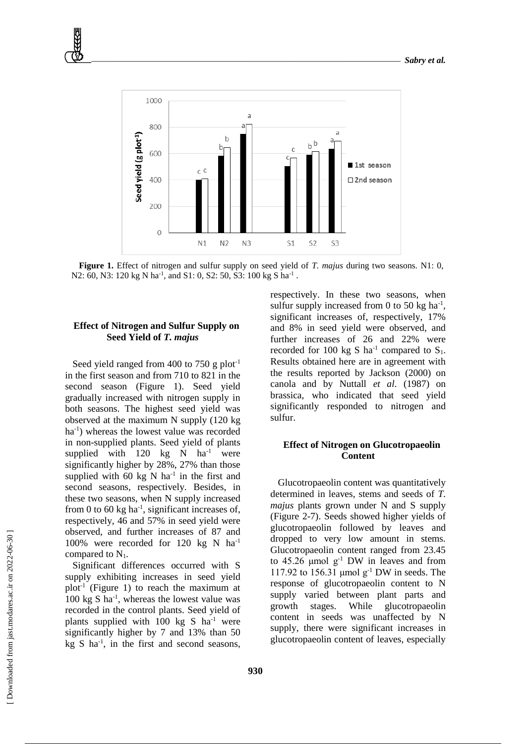**Figure 1.** Effect of nitrogen and sulfur supply on seed yield of *T. majus* during two seasons. N1: 0, N2: 60, N3: 120 kg N ha$^{-1}$, and S1: 0, S2: 50, S3: 100 kg S ha$^{-1}$ .

### Effect of Nitrogen and Sulfur Supply on Seed Yield of *T. majus*

Seed yield ranged from 400 to 750 g plot$^{-1}$ in the first season and from 710 to 821 in the second season (Figure 1). Seed yield gradually increased with nitrogen supply in both seasons. The highest seed yield was observed at the maximum N supply (120 kg ha$^{-1}$) whereas the lowest value was recorded in non-supplied plants. Seed yield of plants supplied with 120 kg N ha$^{-1}$ were significantly higher by 28%, 27% than those supplied with 60 kg N ha$^{-1}$ in the first and second seasons, respectively. Besides, in these two seasons, when N supply increased from 0 to 60 kg ha$^{-1}$, significant increases of, respectively, 46 and 57% in seed yield were observed, and further increases of 87 and 100% were recorded for 120 kg N ha$^{-1}$ compared to $N_1$.

Significant differences occurred with S supply exhibiting increases in seed yield plot$^{-1}$ (Figure 1) to reach the maximum at 100 kg S ha$^{-1}$, whereas the lowest value was recorded in the control plants. Seed yield of plants supplied with 100 kg S ha$^{-1}$ were significantly higher by 7 and 13% than 50 kg S ha$^{-1}$, in the first and second seasons, respectively. In these two seasons, when sulfur supply increased from 0 to 50 kg ha$^{-1}$, significant increases of, respectively, 17% and 8% in seed yield were observed, and further increases of 26 and 22% were recorded for 100 kg S ha$^{-1}$ compared to $S_1$. Results obtained here are in agreement with the results reported by Jackson (2000) on canola and by Nuttall *et al*. (1987) on brassica, who indicated that seed yield significantly responded to nitrogen and sulfur.

### Effect of Nitrogen on Glucotropaeolin Content

Glucotropaeolin content was quantitatively determined in leaves, stems and seeds of *T. majus* plants grown under N and S supply (Figure 2-7). Seeds showed higher yields of glucotropaeolin followed by leaves and dropped to very low amount in stems. Glucotropaeolin content ranged from 23.45 to 45.26 μmol g$^{-1}$ DW in leaves and from 117.92 to 156.31 μmol g$^{-1}$ DW in seeds. The response of glucotropaeolin content to N supply varied between plant parts and growth stages. While glucotropaeolin content in seeds was unaffected by N supply, there were significant increases in glucotropaeolin content of leaves, especially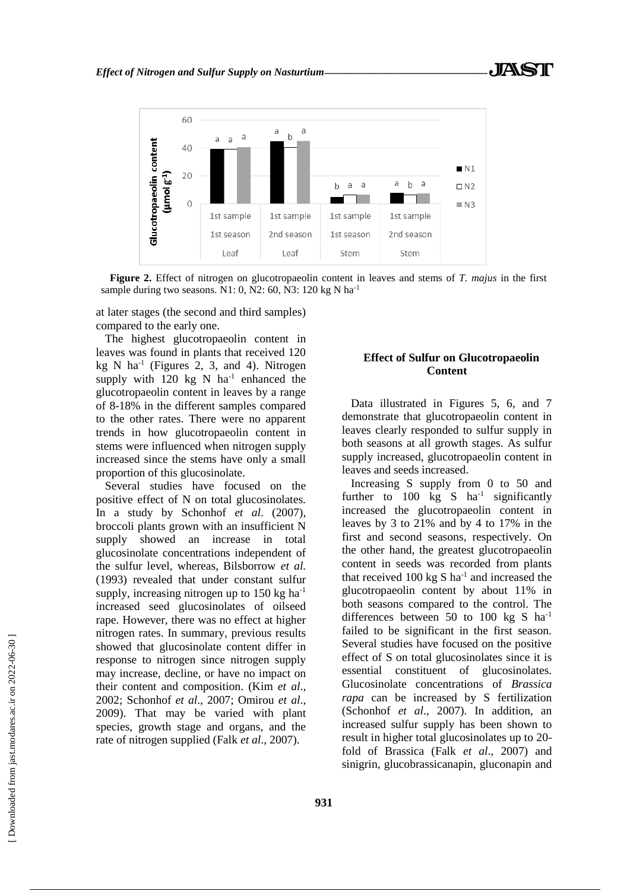**Figure 2.** Effect of nitrogen on glucotropaeolin content in leaves and stems of *T. majus* in the first sample during two seasons. N1: 0, N2: 60, N3: 120 kg N ha$^{-1}$

at later stages (the second and third samples) compared to the early one.

The highest glucotropaeolin content in leaves was found in plants that received 120 kg N ha$^{-1}$ (Figures 2, 3, and 4). Nitrogen supply with 120 kg N ha$^{-1}$ enhanced the glucotropaeolin content in leaves by a range of 8-18% in the different samples compared to the other rates. There were no apparent trends in how glucotropaeolin content in stems were influenced when nitrogen supply increased since the stems have only a small proportion of this glucosinolate.

Several studies have focused on the positive effect of N on total glucosinolates. In a study by Schonhof *et al*. (2007), broccoli plants grown with an insufficient N supply showed an increase in total glucosinolate concentrations independent of the sulfur level, whereas, Bilsborrow *et al.* (1993) revealed that under constant sulfur supply, increasing nitrogen up to 150 kg ha$^{-1}$ increased seed glucosinolates of oilseed rape. However, there was no effect at higher nitrogen rates. In summary, previous results showed that glucosinolate content differ in response to nitrogen since nitrogen supply may increase, decline, or have no impact on their content and composition. (Kim *et al*., 2002; Schonhof *et al*., 2007; Omirou *et al*., 2009). That may be varied with plant species, growth stage and organs, and the rate of nitrogen supplied (Falk *et al*., 2007).

## Effect of Sulfur on Glucotropaeolin Content

Data illustrated in Figures 5, 6, and 7 demonstrate that glucotropaeolin content in leaves clearly responded to sulfur supply in both seasons at all growth stages. As sulfur supply increased, glucotropaeolin content in leaves and seeds increased.

Increasing S supply from 0 to 50 and further to 100 kg S ha$^{-1}$ significantly increased the glucotropaeolin content in leaves by 3 to 21% and by 4 to 17% in the first and second seasons, respectively. On the other hand, the greatest glucotropaeolin content in seeds was recorded from plants that received 100 kg S ha$^{-1}$ and increased the glucotropaeolin content by about 11% in both seasons compared to the control. The differences between 50 to 100 kg S ha$^{-1}$ failed to be significant in the first season. Several studies have focused on the positive effect of S on total glucosinolates since it is essential constituent of glucosinolates. Glucosinolate concentrations of *Brassica rapa* can be increased by S fertilization (Schonhof *et al*., 2007). In addition, an increased sulfur supply has been shown to result in higher total glucosinolates up to 20-fold of Brassica (Falk *et al*., 2007) and sinigrin, glucobrassicanapin, gluconapin and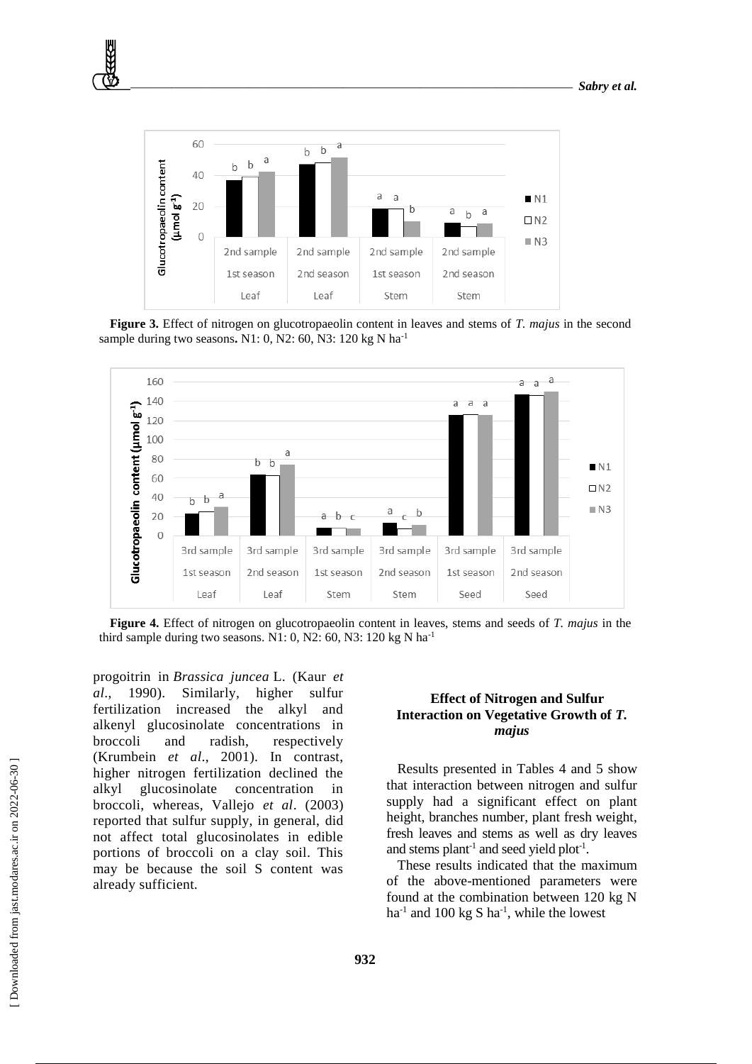**Figure 3.** Effect of nitrogen on glucotropaeolin content in leaves and stems of *T. majus* in the second sample during two seasons**.** N1: 0, N2: 60, N3: 120 kg N ha$^{-1}$

**Figure 4.** Effect of nitrogen on glucotropaeolin content in leaves, stems and seeds of *T. majus* in the third sample during two seasons. N1: 0, N2: 60, N3: 120 kg N ha$^{-1}$

progoitrin in *Brassica juncea* L. (Kaur *et al*., 1990). Similarly, higher sulfur fertilization increased the alkyl and alkenyl glucosinolate concentrations in broccoli and radish, respectively (Krumbein *et al*., 2001). In contrast, higher nitrogen fertilization declined the alkyl glucosinolate concentration in broccoli, whereas, Vallejo *et al*. (2003) reported that sulfur supply, in general, did not affect total glucosinolates in edible portions of broccoli on a clay soil. This may be because the soil S content was already sufficient.

### Effect of Nitrogen and Sulfur Interaction on Vegetative Growth of *T. majus*

Results presented in Tables 4 and 5 show that interaction between nitrogen and sulfur supply had a significant effect on plant height, branches number, plant fresh weight, fresh leaves and stems as well as dry leaves and stems plant$^{-1}$ and seed yield plot$^{-1}$.

These results indicated that the maximum of the above-mentioned parameters were found at the combination between 120 kg N ha$^{-1}$ and 100 kg S ha$^{-1}$, while the lowest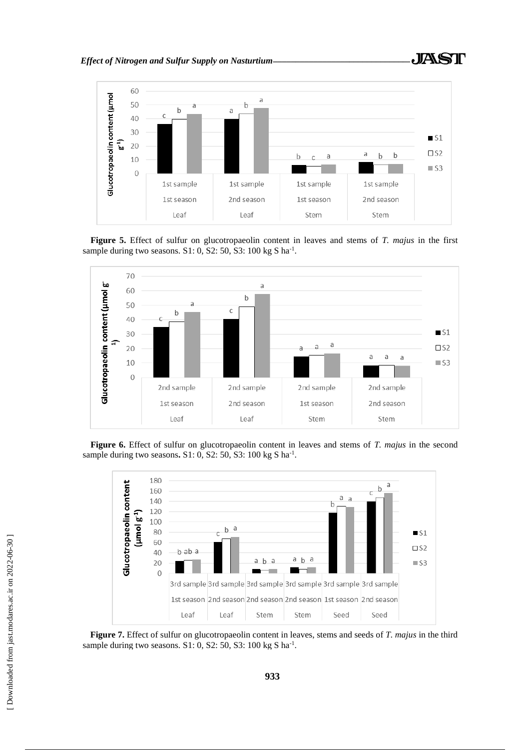**Figure 5.** Effect of sulfur on glucotropaeolin content in leaves and stems of *T. majus* in the first sample during two seasons. S1: 0, S2: 50, S3: 100 kg S ha$^{-1}$.

**Figure 6.** Effect of sulfur on glucotropaeolin content in leaves and stems of *T. majus* in the second sample during two seasons**.** S1: 0, S2: 50, S3: 100 kg S ha$^{-1}$.

**Figure 7.** Effect of sulfur on glucotropaeolin content in leaves, stems and seeds of *T. majus* in the third sample during two seasons. S1: 0, S2: 50, S3: 100 kg S ha$^{-1}$.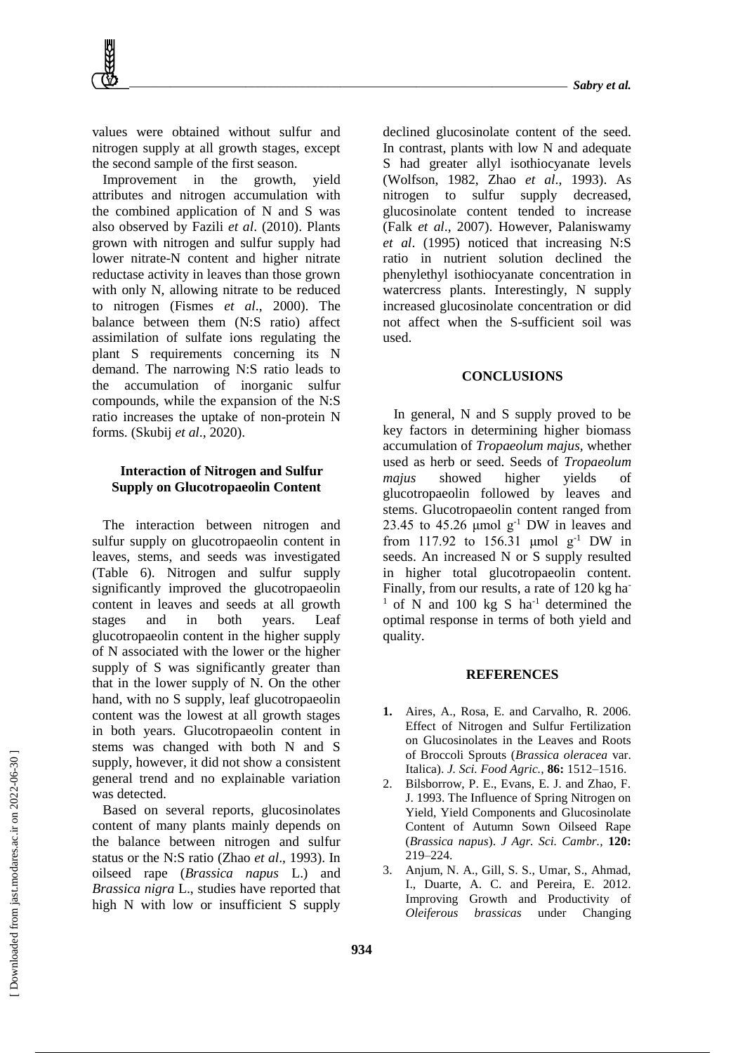values were obtained without sulfur and nitrogen supply at all growth stages, except the second sample of the first season.

Improvement in the growth, yield attributes and nitrogen accumulation with the combined application of N and S was also observed by Fazili *et al*. (2010). Plants grown with nitrogen and sulfur supply had lower nitrate-N content and higher nitrate reductase activity in leaves than those grown with only N, allowing nitrate to be reduced to nitrogen (Fismes *et al*., 2000). The balance between them (N:S ratio) affect assimilation of sulfate ions regulating the plant S requirements concerning its N demand. The narrowing N:S ratio leads to the accumulation of inorganic sulfur compounds, while the expansion of the N:S ratio increases the uptake of non-protein N forms. (Skubij *et al*., 2020).

### Interaction of Nitrogen and Sulfur Supply on Glucotropaeolin Content

The interaction between nitrogen and sulfur supply on glucotropaeolin content in leaves, stems, and seeds was investigated (Table 6). Nitrogen and sulfur supply significantly improved the glucotropaeolin content in leaves and seeds at all growth stages and in both years. Leaf glucotropaeolin content in the higher supply of N associated with the lower or the higher supply of S was significantly greater than that in the lower supply of N. On the other hand, with no S supply, leaf glucotropaeolin content was the lowest at all growth stages in both years. Glucotropaeolin content in stems was changed with both N and S supply, however, it did not show a consistent general trend and no explainable variation was detected.

Based on several reports, glucosinolates content of many plants mainly depends on the balance between nitrogen and sulfur status or the N:S ratio (Zhao *et al*., 1993). In oilseed rape (*Brassica napus* L.) and *Brassica nigra* L., studies have reported that high N with low or insufficient S supply declined glucosinolate content of the seed. In contrast, plants with low N and adequate S had greater allyl isothiocyanate levels (Wolfson, 1982, Zhao *et al*., 1993). As nitrogen to sulfur supply decreased, glucosinolate content tended to increase (Falk *et al*., 2007). However, Palaniswamy *et al*. (1995) noticed that increasing N:S ratio in nutrient solution declined the phenylethyl isothiocyanate concentration in watercress plants. Interestingly, N supply increased glucosinolate concentration or did not affect when the S-sufficient soil was used.

## CONCLUSIONS

In general, N and S supply proved to be key factors in determining higher biomass accumulation of *Tropaeolum majus*, whether used as herb or seed. Seeds of *Tropaeolum majus* showed higher yields of glucotropaeolin followed by leaves and stems. Glucotropaeolin content ranged from 23.45 to 45.26 μmol $g^{-1}$ DW in leaves and from 117.92 to 156.31 μmol $g^{-1}$ DW in seeds. An increased N or S supply resulted in higher total glucotropaeolin content. Finally, from our results, a rate of 120 kg $ha^{-1}$ of N and 100 kg S $ha^{-1}$ determined the optimal response in terms of both yield and quality.

## REFERENCES

1. Aires, A., Rosa, E. and Carvalho, R. 2006. Effect of Nitrogen and Sulfur Fertilization on Glucosinolates in the Leaves and Roots of Broccoli Sprouts (*Brassica oleracea* var. Italica). *J. Sci. Food Agric.,* **86:** 1512–1516.
2. Bilsborrow, P. E., Evans, E. J. and Zhao, F. J. 1993. The Influence of Spring Nitrogen on Yield, Yield Components and Glucosinolate Content of Autumn Sown Oilseed Rape (*Brassica napus*). *J Agr. Sci. Cambr.,* **120:** 219–224.
3. Anjum, N. A., Gill, S. S., Umar, S., Ahmad, I., Duarte, A. C. and Pereira, E. 2012. Improving Growth and Productivity of *Oleiferous brassicas* under Changing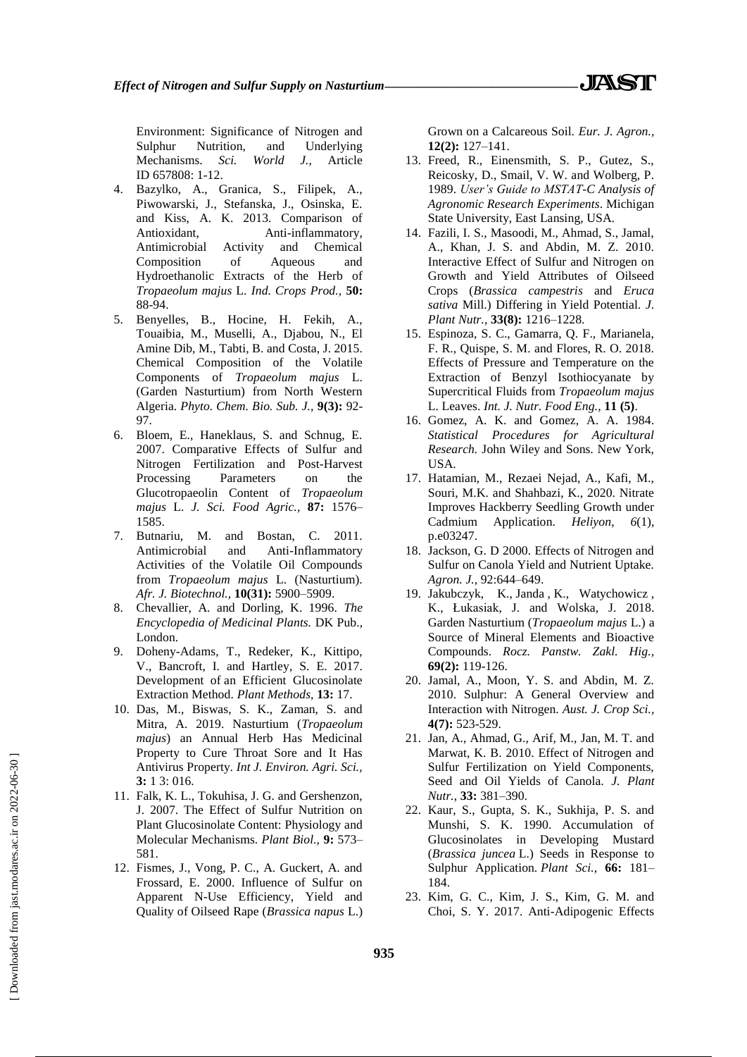Environment: Significance of Nitrogen and Sulphur Nutrition, and Underlying Mechanisms. *Sci. World J.,* Article ID 657808: 1-12.

4. Bazylko, A., Granica, S., Filipek, A., Piwowarski, J., Stefanska, J., Osinska, E. and Kiss, A. K. 2013. Comparison of Antioxidant, Anti-inflammatory, Antimicrobial Activity and Chemical Composition of Aqueous and Hydroethanolic Extracts of the Herb of *Tropaeolum majus* L. *Ind. Crops Prod.,* **50:** 88-94.
5. Benyelles, B., Hocine, H. Fekih, A., Touaibia, M., Muselli, A., Djabou, N., El Amine Dib, M., Tabti, B. and Costa, J. 2015. Chemical Composition of the Volatile Components of *Tropaeolum majus* L. (Garden Nasturtium) from North Western Algeria. *Phyto. Chem. Bio. Sub. J.,* **9(3):** 92-97.
6. Bloem, E., Haneklaus, S. and Schnug, E. 2007. Comparative Effects of Sulfur and Nitrogen Fertilization and Post-Harvest Processing Parameters on the Glucotropaeolin Content of *Tropaeolum majus* L. *J. Sci. Food Agric.,* **87:** 1576–1585.
7. Butnariu, M. and Bostan, C. 2011. Antimicrobial and Anti-Inflammatory Activities of the Volatile Oil Compounds from *Tropaeolum majus* L. (Nasturtium). *Afr. J. Biotechnol.,* **10(31):** 5900–5909.
8. Chevallier, A. and Dorling, K. 1996. *The Encyclopedia of Medicinal Plants.* DK Pub., London.
9. Doheny-Adams, T., Redeker, K., Kittipo, V., Bancroft, I. and Hartley, S. E. 2017. Development of an Efficient Glucosinolate Extraction Method. *Plant Methods,* **13:** 17.
10. Das, M., Biswas, S. K., Zaman, S. and Mitra, A. 2019. Nasturtium (*Tropaeolum majus*) an Annual Herb Has Medicinal Property to Cure Throat Sore and It Has Antivirus Property. *Int J. Environ. Agri. Sci.,* **3:** 1 3: 016.
11. Falk, K. L., Tokuhisa, J. G. and Gershenzon, J. 2007. The Effect of Sulfur Nutrition on Plant Glucosinolate Content: Physiology and Molecular Mechanisms. *Plant Biol.,* **9:** 573–581.
12. Fismes, J., Vong, P. C., A. Guckert, A. and Frossard, E. 2000. Influence of Sulfur on Apparent N-Use Efficiency, Yield and Quality of Oilseed Rape (*Brassica napus* L.) Grown on a Calcareous Soil. *Eur. J. Agron.,* **12(2):** 127–141.
13. Freed, R., Einensmith, S. P., Gutez, S., Reicosky, D., Smail, V. W. and Wolberg, P. 1989. *User's Guide to MSTAT-C Analysis of Agronomic Research Experiments*. Michigan State University, East Lansing, USA.
14. Fazili, I. S., Masoodi, M., Ahmad, S., Jamal, A., Khan, J. S. and Abdin, M. Z. 2010. Interactive Effect of Sulfur and Nitrogen on Growth and Yield Attributes of Oilseed Crops (*Brassica campestris* and *Eruca sativa* Mill.) Differing in Yield Potential. *J. Plant Nutr.,* **33(8):** 1216–1228.
15. Espinoza, S. C., Gamarra, Q. F., Marianela, F. R., Quispe, S. M. and Flores, R. O. 2018. Effects of Pressure and Temperature on the Extraction of Benzyl Isothiocyanate by Supercritical Fluids from *Tropaeolum majus* L. Leaves. *Int. J. Nutr. Food Eng.,* **11 (5)**.
16. Gomez, A. K. and Gomez, A. A. 1984. *Statistical Procedures for Agricultural Research.* John Wiley and Sons. New York, USA.
17. Hatamian, M., Rezaei Nejad, A., Kafi, M., Souri, M.K. and Shahbazi, K., 2020. Nitrate Improves Hackberry Seedling Growth under Cadmium Application. *Heliyon*, *6*(1), p.e03247.
18. Jackson, G. D 2000. Effects of Nitrogen and Sulfur on Canola Yield and Nutrient Uptake. *Agron. J.,* 92:644–649.
19. Jakubczyk, K., Janda , K., Watychowicz , K., Łukasiak, J. and Wolska, J. 2018. Garden Nasturtium (*Tropaeolum majus* L.) a Source of Mineral Elements and Bioactive Compounds. *Rocz. Panstw. Zakl. Hig.,* **69(2):** 119-126.
20. Jamal, A., Moon, Y. S. and Abdin, M. Z. 2010. Sulphur: A General Overview and Interaction with Nitrogen. *Aust. J. Crop Sci.,* **4(7):** 523-529.
21. Jan, A., Ahmad, G., Arif, M., Jan, M. T. and Marwat, K. B. 2010. Effect of Nitrogen and Sulfur Fertilization on Yield Components, Seed and Oil Yields of Canola. *J. Plant Nutr.,* **33:** 381–390.
22. Kaur, S., Gupta, S. K., Sukhija, P. S. and Munshi, S. K. 1990. Accumulation of Glucosinolates in Developing Mustard (*Brassica juncea* L.) Seeds in Response to Sulphur Application. *Plant Sci.,* **66:** 181–184.
23. Kim, G. C., Kim, J. S., Kim, G. M. and Choi, S. Y. 2017. Anti-Adipogenic Effects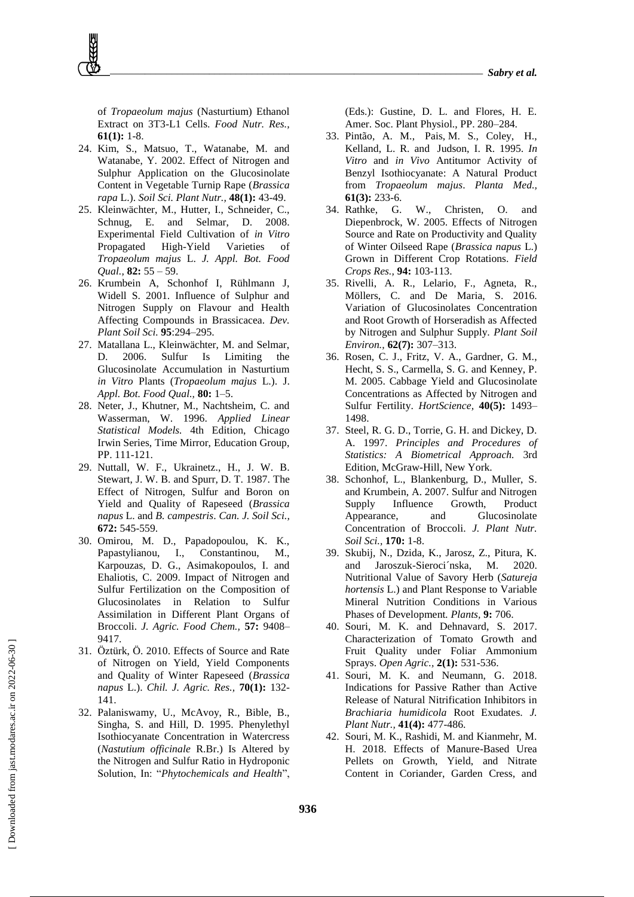of *Tropaeolum majus* (Nasturtium) Ethanol Extract on 3T3-L1 Cells. *Food Nutr. Res.,* **61(1):** 1-8.

24. Kim, S., Matsuo, T., Watanabe, M. and Watanabe, Y. 2002. Effect of Nitrogen and Sulphur Application on the Glucosinolate Content in Vegetable Turnip Rape (*Brassica rapa* L.). *Soil Sci. Plant Nutr.,* **48(1):** 43-49.
25. Kleinwächter, M., Hutter, I., Schneider, C., Schnug, E. and Selmar, D. 2008. Experimental Field Cultivation of *in Vitro* Propagated High-Yield Varieties of *Tropaeolum majus* L. *J. Appl. Bot. Food Qual.,* **82:** 55 – 59.
26. Krumbein A, Schonhof I, Rühlmann J, Widell S. 2001. Influence of Sulphur and Nitrogen Supply on Flavour and Health Affecting Compounds in Brassicacea. *Dev. Plant Soil Sci.* **95**:294–295.
27. Matallana L., Kleinwächter, M. and Selmar, D. 2006. Sulfur Is Limiting the Glucosinolate Accumulation in Nasturtium *in Vitro* Plants (*Tropaeolum majus* L.). J. *Appl. Bot. Food Qual.,* **80:** 1–5.
28. Neter, J., Khutner, M., Nachtsheim, C. and Wasserman, W. 1996. *Applied Linear Statistical Models.* 4th Edition, Chicago Irwin Series, Time Mirror, Education Group, PP. 111-121.
29. Nuttall, W. F., Ukrainetz., H., J. W. B. Stewart, J. W. B. and Spurr, D. T. 1987. The Effect of Nitrogen, Sulfur and Boron on Yield and Quality of Rapeseed (*Brassica napus* L. and *B. campestris*. *Can. J. Soil Sci.,* **672:** 545-559.
30. Omirou, M. D., Papadopoulou, K. K., Papastylianou, I., Constantinou, M., Karpouzas, D. G., Asimakopoulos, I. and Ehaliotis, C. 2009. Impact of Nitrogen and Sulfur Fertilization on the Composition of Glucosinolates in Relation to Sulfur Assimilation in Different Plant Organs of Broccoli. *J. Agric. Food Chem.,* **57:** 9408–9417.
31. Öztürk, Ö. 2010. Effects of Source and Rate of Nitrogen on Yield, Yield Components and Quality of Winter Rapeseed (*Brassica napus* L.). *Chil. J. Agric. Res.,* **70(1):** 132-141.
32. Palaniswamy, U., McAvoy, R., Bible, B., Singha, S. and Hill, D. 1995. Phenylethyl Isothiocyanate Concentration in Watercress (*Nastutium officinale* R.Br.) Is Altered by the Nitrogen and Sulfur Ratio in Hydroponic Solution, In: "*Phytochemicals and Health*", (Eds.): Gustine, D. L. and Flores, H. E. Amer. Soc. Plant Physiol., PP. 280–284.
33. Pintão, A. M., Pais, M. S., Coley, H., Kelland, L. R. and Judson, I. R. 1995. *In Vitro* and *in Vivo* Antitumor Activity of Benzyl Isothiocyanate: A Natural Product from *Tropaeolum majus*. *Planta Med.,* **61(3):** 233-6.
34. Rathke, G. W., Christen, O. and Diepenbrock, W. 2005. Effects of Nitrogen Source and Rate on Productivity and Quality of Winter Oilseed Rape (*Brassica napus* L.) Grown in Different Crop Rotations. *Field Crops Res.,* **94:** 103-113.
35. Rivelli, A. R., Lelario, F., Agneta, R., Möllers, C. and De Maria, S. 2016. Variation of Glucosinolates Concentration and Root Growth of Horseradish as Affected by Nitrogen and Sulphur Supply. *Plant Soil Environ.,* **62(7):** 307–313.
36. Rosen, C. J., Fritz, V. A., Gardner, G. M., Hecht, S. S., Carmella, S. G. and Kenney, P. M. 2005. Cabbage Yield and Glucosinolate Concentrations as Affected by Nitrogen and Sulfur Fertility. *HortScience,* **40(5):** 1493–1498.
37. Steel, R. G. D., Torrie, G. H. and Dickey, D. A. 1997. *Principles and Procedures of Statistics: A Biometrical Approach.* 3rd Edition, McGraw-Hill, New York.
38. Schonhof, L., Blankenburg, D., Muller, S. and Krumbein, A. 2007. Sulfur and Nitrogen Supply Influence Growth, Product Appearance, and Glucosinolate Concentration of Broccoli. *J. Plant Nutr. Soil Sci.,* **170:** 1-8.
39. Skubij, N., Dzida, K., Jarosz, Z., Pitura, K. and Jaroszuk-Sieroci´nska, M. 2020. Nutritional Value of Savory Herb (*Satureja hortensis* L.) and Plant Response to Variable Mineral Nutrition Conditions in Various Phases of Development. *Plants,* **9:** 706.
40. Souri, M. K. and Dehnavard, S. 2017. Characterization of Tomato Growth and Fruit Quality under Foliar Ammonium Sprays. *Open Agric.,* **2(1):** 531-536.
41. Souri, M. K. and Neumann, G. 2018. Indications for Passive Rather than Active Release of Natural Nitrification Inhibitors in *Brachiaria humidicola* Root Exudates. *J. Plant Nutr.,* **41(4):** 477-486.
42. Souri, M. K., Rashidi, M. and Kianmehr, M. H. 2018. Effects of Manure-Based Urea Pellets on Growth, Yield, and Nitrate Content in Coriander, Garden Cress, and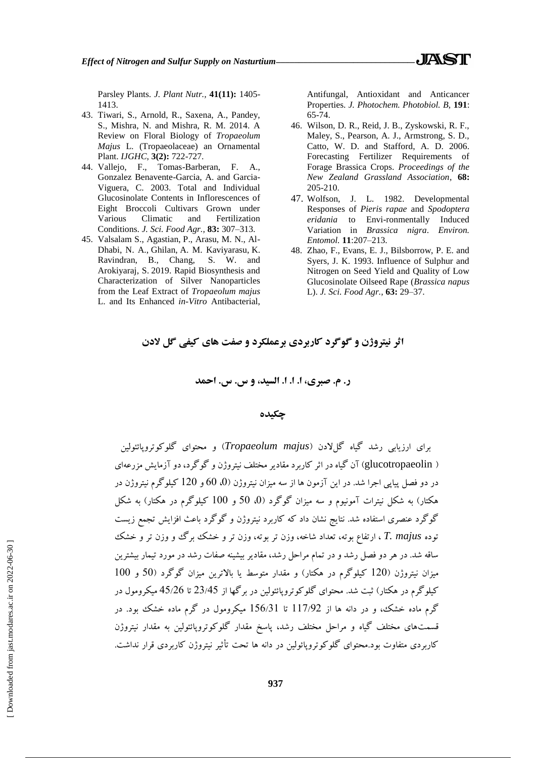Parsley Plants. *J. Plant Nutr.*, **41(11):** 1405-1413.

43. Tiwari, S., Arnold, R., Saxena, A., Pandey, S., Mishra, N. and Mishra, R. M. 2014. A Review on Floral Biology of *Tropaeolum Majus* L. (Tropaeolaceae) an Ornamental Plant. *IJGHC*, **3(2):** 722-727.
44. Vallejo, F., Tomas-Barberan, F. A., Gonzalez Benavente-Garcia, A. and Garcia-Viguera, C. 2003. Total and Individual Glucosinolate Contents in Inflorescences of Eight Broccoli Cultivars Grown under Various Climatic and Fertilization Conditions. *J. Sci. Food Agr.*, **83:** 307–313.
45. Valsalam S., Agastian, P., Arasu, M. N., Al-Dhabi, N. A., Ghilan, A. M. Kaviyarasu, K. Ravindran, B., Chang, S. W. and Arokiyaraj, S. 2019. Rapid Biosynthesis and Characterization of Silver Nanoparticles from the Leaf Extract of *Tropaeolum majus* L. and Its Enhanced *in-Vitro* Antibacterial, Antifungal, Antioxidant and Anticancer Properties. *J. Photochem. Photobiol. B*, **191**: 65-74.
46. Wilson, D. R., Reid, J. B., Zyskowski, R. F., Maley, S., Pearson, A. J., Armstrong, S. D., Catto, W. D. and Stafford, A. D. 2006. Forecasting Fertilizer Requirements of Forage Brassica Crops. *Proceedings of the New Zealand Grassland Association*, **68:** 205-210.
47. Wolfson, J. L. 1982. Developmental Responses of *Pieris rapae* and *Spodoptera eridania* to Envi-ronmentally Induced Variation in *Brassica nigra*. *Environ. Entomol.* **11**:207–213.
48. Zhao, F., Evans, E. J., Bilsborrow, P. E. and Syers, J. K. 1993. Influence of Sulphur and Nitrogen on Seed Yield and Quality of Low Glucosinolate Oilseed Rape (*Brassica napus* L). *J. Sci. Food Agr.*, **63:** 29–37.

## اثر نیتروژن و گوگرد کاربردی برعملکرد و صفت های کیفی گل لادن

**ر. م. صبری، ا. ا. ا. السید، و س. س. احمد**

## چکیده

برای ارزیابی رشد گیاه گل‌لادن (*Tropaeolum majus*) و محتوای گلوکوتروپائولین (glucotropaeolin) آن گیاه در اثر کاربرد مقادیر مختلف نیتروژن و گوگرد، دو آزمایش مزرعه‌ای در دو فصل پیاپی اجرا شد. در این آزمون ها از سه میزان نیتروژن (0، 60 و 120 کیلوگرم نیتروژن در هکتار) به شکل نیترات آمونیوم و سه میزان گوگرد (0، 50 و 100 کیلوگرم در هکتار) به شکل گوگرد عنصری استفاده شد. نتایج نشان داد که کاربرد نیتروژن و گوگرد باعث افزایش تجمع زیست توده *T. majus* ، ارتفاع بوته، تعداد شاخه، وزن تر بوته، وزن تر و خشک برگ و وزن تر و خشک ساقه شد. در هر دو فصل رشد و در تمام مراحل رشد، مقادیر بیشینه صفات رشد در مورد تیمار بیشترین میزان نیتروژن (120 کیلوگرم در هکتار) و مقدار متوسط یا بالاترین میزان گوگرد (50 و 100 کیلوگرم در هکتار) ثبت شد. محتوای گلوکوتروپائولین در برگها از 23/45 تا 45/26 میکرومول در گرم ماده خشک، و در دانه ها از 117/92 تا 156/31 میکرومول در گرم ماده خشک بود. در قسمت‌های مختلف گیاه و مراحل مختلف رشد، پاسخ مقدار گلوکوتروپائولین به مقدار نیتروژن کاربردی متفاوت بود.محتوای گلوکوتروپائولین در دانه ها تحت تأثیر نیتروژن کاربردی قرار نداشت.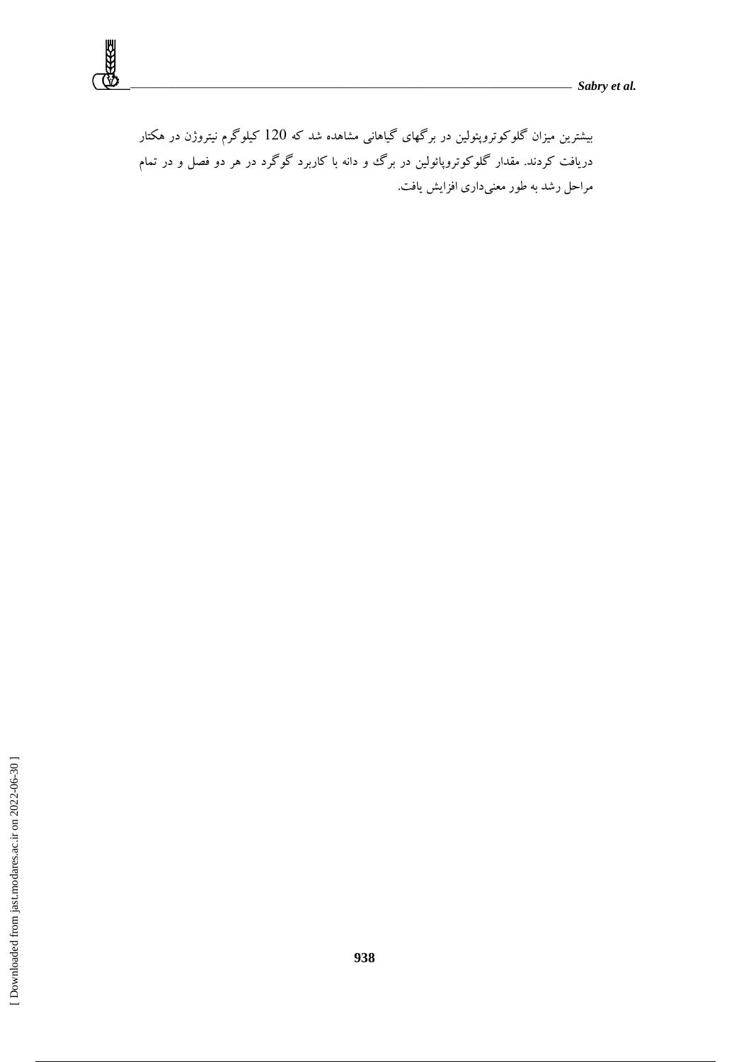بیشترین میزان گلوکوتروپئولین در برگهای گیاهانی مشاهده شد که 120 کیلوگرم نیتروژن در هکتار دریافت کردند. مقدار گلوکوتروپائولین در برگ و دانه با کاربرد گوگرد در هر دو فصل و در تمام مراحل رشد به طور معنی‌داری افزایش یافت.